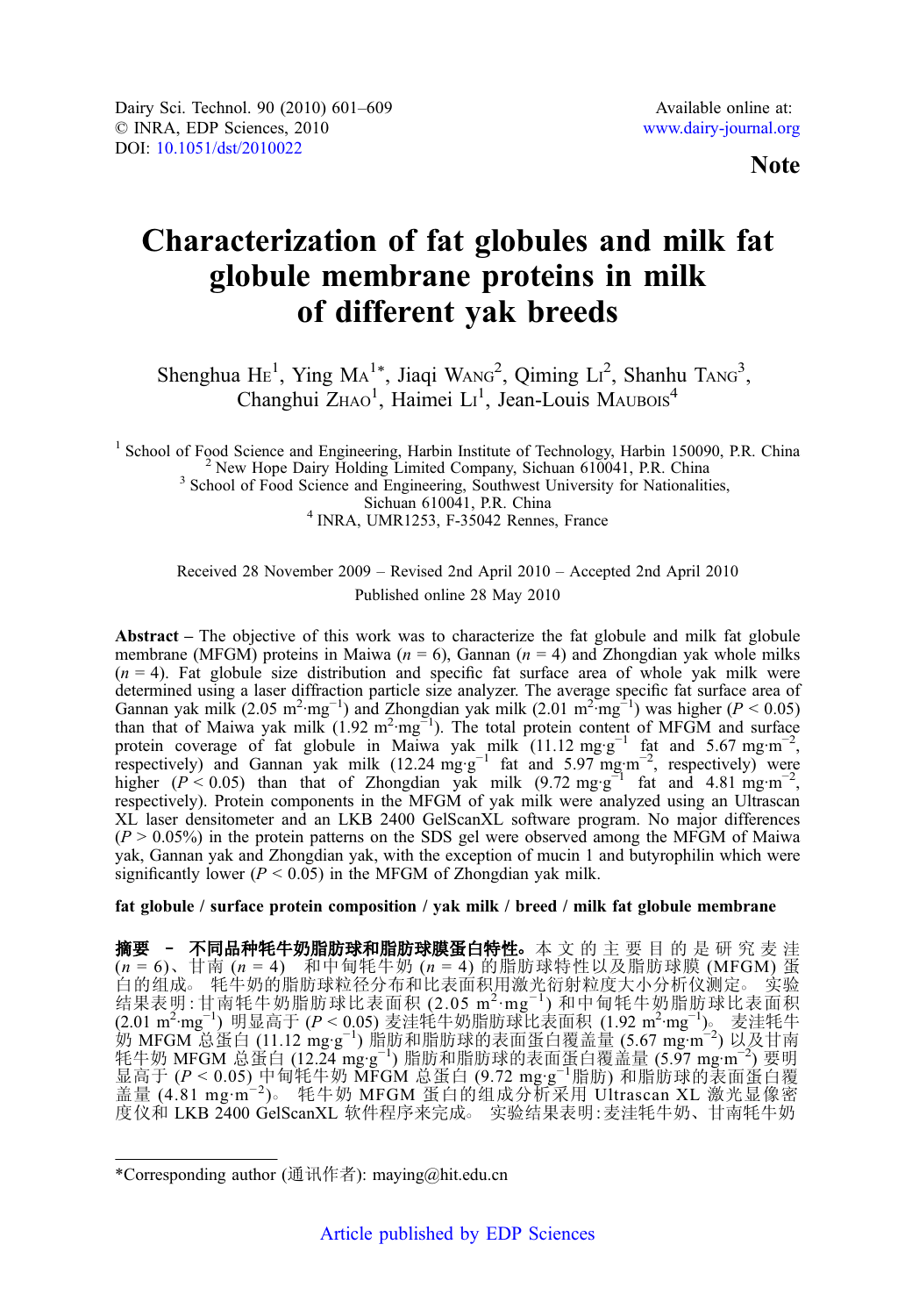Note

# Characterization of fat globules and milk fat globule membrane proteins in milk of different yak breeds

Shenghua HE[1], Ying MA[1*], Jiaqi WANG[2], Qiming LI[2], Shanhu TANG[3], Changhui ZHAO[1], Haimei LI[1], Jean-Louis MAUBOIS[4]

[1] School of Food Science and Engineering, Harbin Institute of Technology, Harbin 150090, P.R. China
[2] New Hope Dairy Holding Limited Company, Sichuan 610041, P.R. China
[3] School of Food Science and Engineering, Southwest University for Nationalities, Sichuan 610041, P.R. China
[4] INRA, UMR1253, F-35042 Rennes, France

Received 28 November 2009 – Revised 2nd April 2010 – Accepted 2nd April 2010

Published online 28 May 2010

**Abstract** – The objective of this work was to characterize the fat globule and milk fat globule membrane (MFGM) proteins in Maiwa ($n = 6$), Gannan ($n = 4$) and Zhongdian yak whole milks ($n = 4$). Fat globule size distribution and specific fat surface area of whole yak milk were determined using a laser diffraction particle size analyzer. The average specific fat surface area of Gannan yak milk (2.05 $m^2 \cdot mg^{-1}$) and Zhongdian yak milk (2.01 $m^2 \cdot mg^{-1}$) was higher ($P < 0.05$) than that of Maiwa yak milk (1.92 $m^2 \cdot mg^{-1}$). The total protein content of MFGM and surface protein coverage of fat globule in Maiwa yak milk (11.12 $mg \cdot g^{-1}$ fat and 5.67 $mg \cdot m^{-2}$, respectively) and Gannan yak milk (12.24 $mg \cdot g^{-1}$ fat and 5.97 $mg \cdot m^{-2}$, respectively) were higher ($P < 0.05$) than that of Zhongdian yak milk (9.72 $mg \cdot g^{-1}$ fat and 4.81 $mg \cdot m^{-2}$, respectively). Protein components in the MFGM of yak milk were analyzed using an Ultrascan XL laser densitometer and an LKB 2400 GelScanXL software program. No major differences ($P > 0.05\%$) in the protein patterns on the SDS gel were observed among the MFGM of Maiwa yak, Gannan yak and Zhongdian yak, with the exception of mucin 1 and butyrophilin which were significantly lower ($P < 0.05$) in the MFGM of Zhongdian yak milk.

**fat globule / surface protein composition / yak milk / breed / milk fat globule membrane**

**摘要 – 不同品种牦牛奶脂肪球和脂肪球膜蛋白特性。**本文的主要目的是研究麦洼 ($n = 6$)、甘南 ($n = 4$) 和中甸牦牛奶 ($n = 4$) 的脂肪球特性以及脂肪球膜 (MFGM) 蛋白的组成。牦牛奶的脂肪球粒径分布和比表面积用激光衍射粒度大小分析仪测定。实验结果表明：甘南牦牛奶脂肪球比表面积 (2.05 $m^2 \cdot mg^{-1}$) 和中甸牦牛奶脂肪球比表面积 (2.01 $m^2 \cdot mg^{-1}$) 明显高于 ($P < 0.05$) 麦洼牦牛奶脂肪球比表面积 (1.92 $m^2 \cdot mg^{-1}$)。麦洼牦牛奶 MFGM 总蛋白 (11.12 $mg \cdot g^{-1}$) 脂肪和脂肪球的表面蛋白覆盖量 (5.67 $mg \cdot m^{-2}$) 以及甘南牦牛奶 MFGM 总蛋白 (12.24 $mg \cdot g^{-1}$) 脂肪和脂肪球的表面蛋白覆盖量 (5.97 $mg \cdot m^{-2}$) 要明显高于 ($P < 0.05$) 中甸牦牛奶 MFGM 总蛋白 (9.72 $mg \cdot g^{-1}$ 脂肪) 和脂肪球的表面蛋白覆盖量 (4.81 $mg \cdot m^{-2}$)。牦牛奶 MFGM 蛋白的组成分析采用 Ultrascan XL 激光显像密度仪和 LKB 2400 GelScanXL 软件程序来完成。实验结果表明：麦洼牦牛奶、甘南牦牛奶

*Corresponding author (通讯作者): maying@hit.edu.cn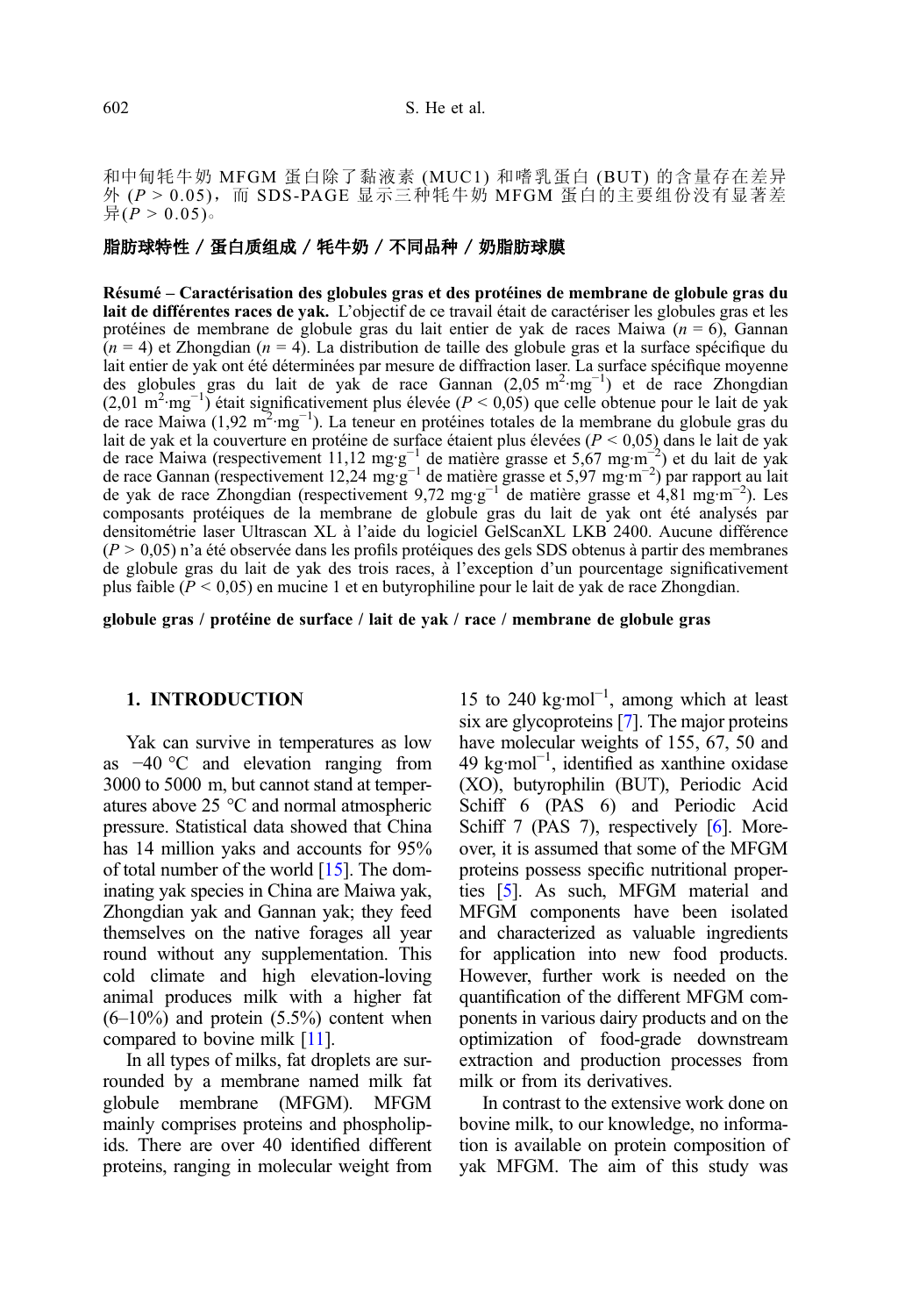和中甸牦牛奶 MFGM 蛋白除了黏液素 (MUC1) 和嗜乳蛋白 (BUT) 的含量存在差异外 ($P > 0.05$)，而 SDS-PAGE 显示三种牦牛奶 MFGM 蛋白的主要组份没有显著差异($P > 0.05$)。

**脂肪球特性 / 蛋白质组成 / 牦牛奶 / 不同品种 / 奶脂肪球膜**

**Résumé – Caractérisation des globules gras et des protéines de membrane de globule gras du lait de différentes races de yak.** L'objectif de ce travail était de caractériser les globules gras et les protéines de membrane de globule gras du lait entier de yak de races Maiwa ($n = 6$), Gannan ($n = 4$) et Zhongdian ($n = 4$). La distribution de taille des globule gras et la surface spécifique du lait entier de yak ont été déterminées par mesure de diffraction laser. La surface spécifique moyenne des globules gras du lait de yak de race Gannan (2,05 $m^2 \cdot mg^{-1}$) et de race Zhongdian (2,01 $m^2 \cdot mg^{-1}$) était significativement plus élevée ($P < 0{,}05$) que celle obtenue pour le lait de yak de race Maiwa (1,92 $m^2 \cdot mg^{-1}$). La teneur en protéines totales de la membrane du globule gras du lait de yak et la couverture en protéine de surface étaient plus élevées ($P < 0{,}05$) dans le lait de yak de race Maiwa (respectivement 11,12 $mg \cdot g^{-1}$ de matière grasse et 5,67 $mg \cdot m^{-2}$) et du lait de yak de race Gannan (respectivement 12,24 $mg \cdot g^{-1}$ de matière grasse et 5,97 $mg \cdot m^{-2}$) par rapport au lait de yak de race Zhongdian (respectivement 9,72 $mg \cdot g^{-1}$ de matière grasse et 4,81 $mg \cdot m^{-2}$). Les composants protéiques de la membrane de globule gras du lait de yak ont été analysés par densitométrie laser Ultrascan XL à l'aide du logiciel GelScanXL LKB 2400. Aucune différence ($P > 0{,}05$) n'a été observée dans les profils protéiques des gels SDS obtenus à partir des membranes de globule gras du lait de yak des trois races, à l'exception d'un pourcentage significativement plus faible ($P < 0{,}05$) en mucine 1 et en butyrophiline pour le lait de yak de race Zhongdian.

**globule gras / protéine de surface / lait de yak / race / membrane de globule gras**

## 1. INTRODUCTION

Yak can survive in temperatures as low as −40 °C and elevation ranging from 3000 to 5000 m, but cannot stand at temperatures above 25 °C and normal atmospheric pressure. Statistical data showed that China has 14 million yaks and accounts for 95% of total number of the world [15]. The dominating yak species in China are Maiwa yak, Zhongdian yak and Gannan yak; they feed themselves on the native forages all year round without any supplementation. This cold climate and high elevation-loving animal produces milk with a higher fat (6–10%) and protein (5.5%) content when compared to bovine milk [11].

In all types of milks, fat droplets are surrounded by a membrane named milk fat globule membrane (MFGM). MFGM mainly comprises proteins and phospholipids. There are over 40 identified different proteins, ranging in molecular weight from 15 to 240 $kg \cdot mol^{-1}$, among which at least six are glycoproteins [7]. The major proteins have molecular weights of 155, 67, 50 and 49 $kg \cdot mol^{-1}$, identified as xanthine oxidase (XO), butyrophilin (BUT), Periodic Acid Schiff 6 (PAS 6) and Periodic Acid Schiff 7 (PAS 7), respectively [6]. Moreover, it is assumed that some of the MFGM proteins possess specific nutritional properties [5]. As such, MFGM material and MFGM components have been isolated and characterized as valuable ingredients for application into new food products. However, further work is needed on the quantification of the different MFGM components in various dairy products and on the optimization of food-grade downstream extraction and production processes from milk or from its derivatives.

In contrast to the extensive work done on bovine milk, to our knowledge, no information is available on protein composition of yak MFGM. The aim of this study was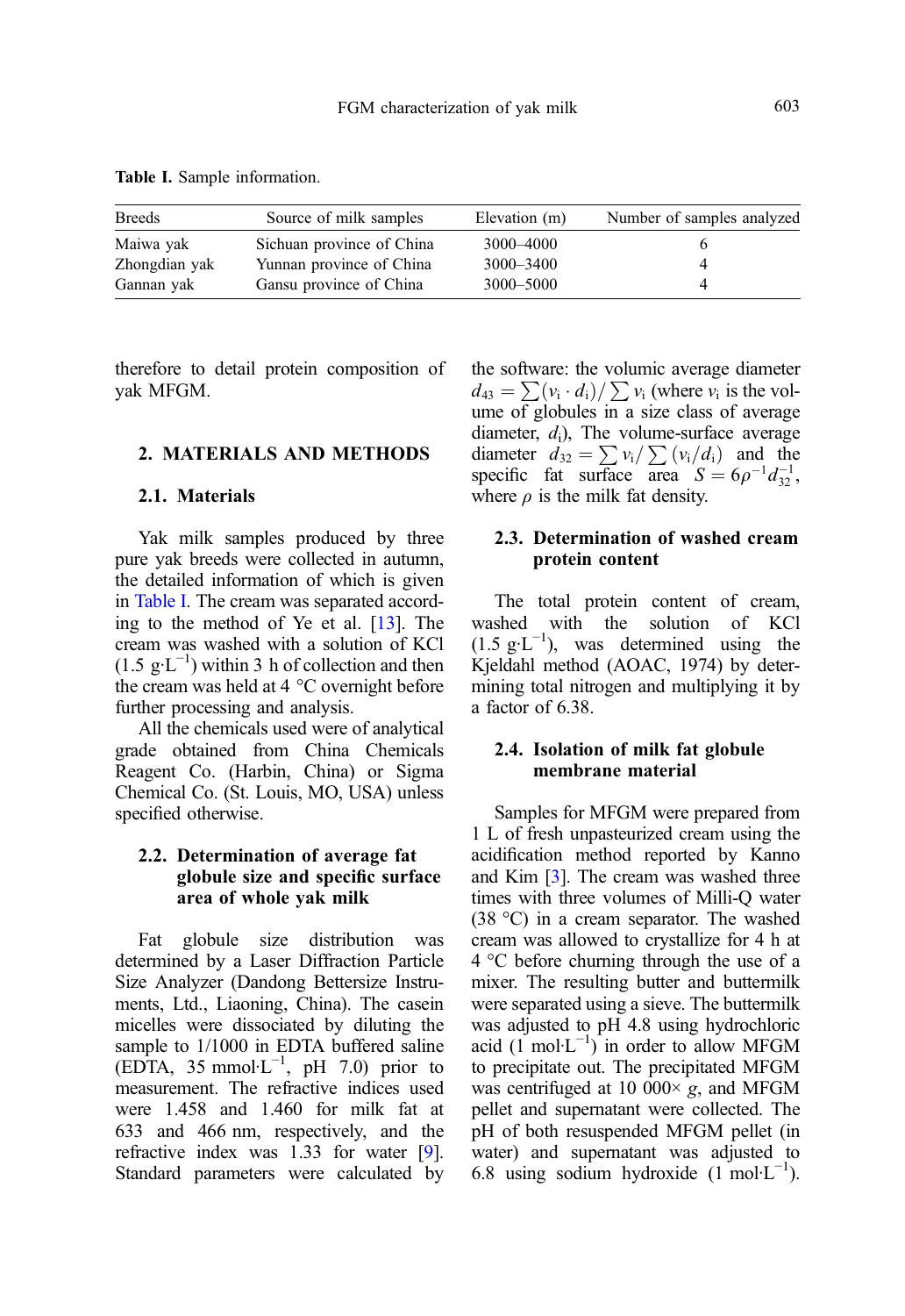**Table I.** Sample information.

| Breeds | Source of milk samples | Elevation (m) | Number of samples analyzed |
|---|---|---|---|
| Maiwa yak | Sichuan province of China | 3000–4000 | 6 |
| Zhongdian yak | Yunnan province of China | 3000–3400 | 4 |
| Gannan yak | Gansu province of China | 3000–5000 | 4 |

therefore to detail protein composition of yak MFGM.

## 2. MATERIALS AND METHODS

### 2.1. Materials

Yak milk samples produced by three pure yak breeds were collected in autumn, the detailed information of which is given in Table I. The cream was separated according to the method of Ye et al. [13]. The cream was washed with a solution of KCl (1.5 g·L$^{-1}$) within 3 h of collection and then the cream was held at 4 °C overnight before further processing and analysis.

All the chemicals used were of analytical grade obtained from China Chemicals Reagent Co. (Harbin, China) or Sigma Chemical Co. (St. Louis, MO, USA) unless specified otherwise.

### 2.2. Determination of average fat globule size and specific surface area of whole yak milk

Fat globule size distribution was determined by a Laser Diffraction Particle Size Analyzer (Dandong Bettersize Instruments, Ltd., Liaoning, China). The casein micelles were dissociated by diluting the sample to 1/1000 in EDTA buffered saline (EDTA, 35 mmol·L$^{-1}$, pH 7.0) prior to measurement. The refractive indices used were 1.458 and 1.460 for milk fat at 633 and 466 nm, respectively, and the refractive index was 1.33 for water [9]. Standard parameters were calculated by the software: the volumic average diameter $d_{43} = \sum(v_i \cdot d_i)/\sum v_i$ (where $v_i$ is the volume of globules in a size class of average diameter, $d_i$), The volume-surface average diameter $d_{32} = \sum v_i/\sum(v_i/d_i)$ and the specific fat surface area $S = 6\rho^{-1}d_{32}^{-1}$, where $\rho$ is the milk fat density.

### 2.3. Determination of washed cream protein content

The total protein content of cream, washed with the solution of KCl (1.5 g·L$^{-1}$), was determined using the Kjeldahl method (AOAC, 1974) by determining total nitrogen and multiplying it by a factor of 6.38.

### 2.4. Isolation of milk fat globule membrane material

Samples for MFGM were prepared from 1 L of fresh unpasteurized cream using the acidification method reported by Kanno and Kim [3]. The cream was washed three times with three volumes of Milli-Q water (38 °C) in a cream separator. The washed cream was allowed to crystallize for 4 h at 4 °C before churning through the use of a mixer. The resulting butter and buttermilk were separated using a sieve. The buttermilk was adjusted to pH 4.8 using hydrochloric acid (1 mol·L$^{-1}$) in order to allow MFGM to precipitate out. The precipitated MFGM was centrifuged at 10 000× $g$, and MFGM pellet and supernatant were collected. The pH of both resuspended MFGM pellet (in water) and supernatant was adjusted to 6.8 using sodium hydroxide (1 mol·L$^{-1}$).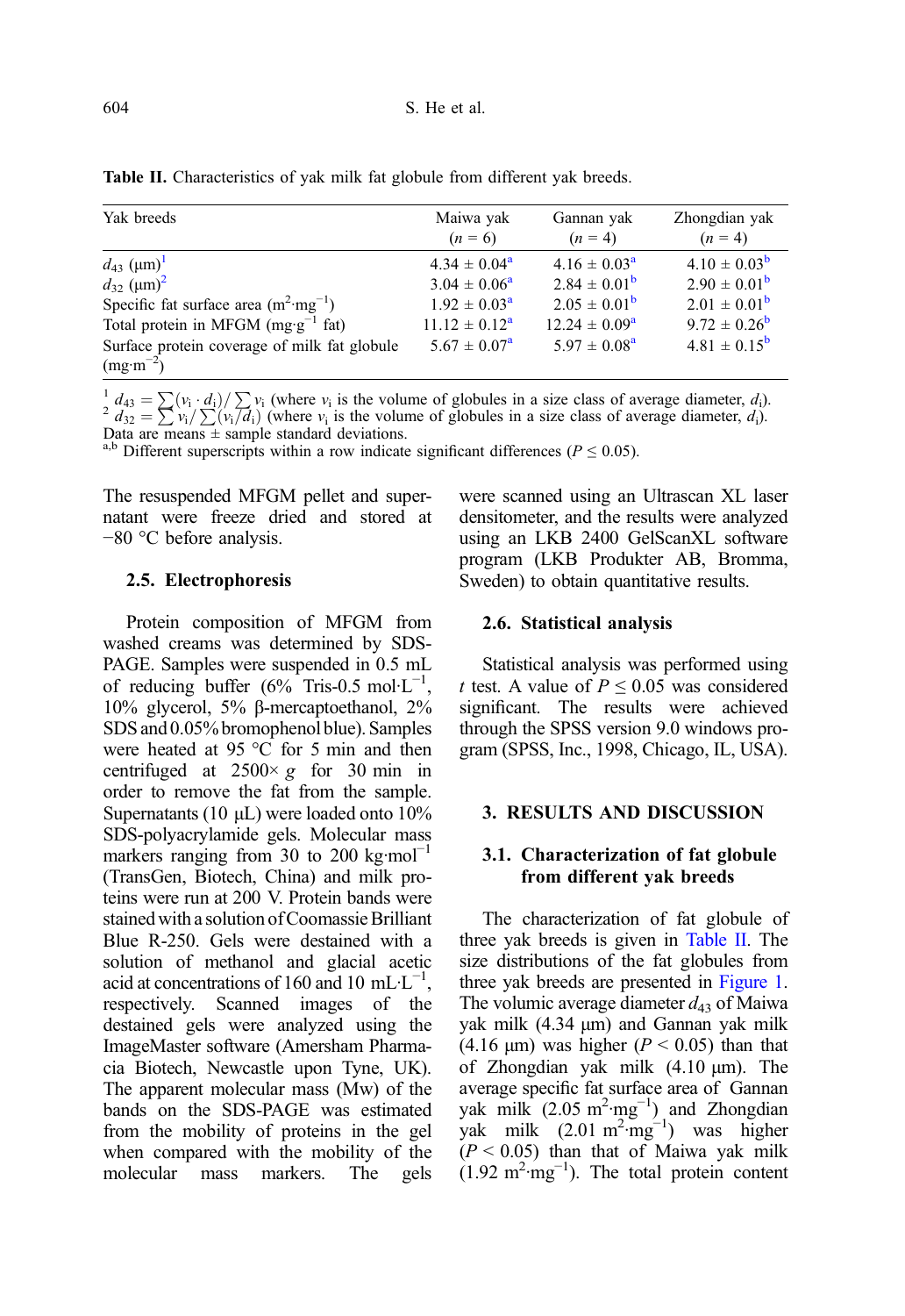**Table II.** Characteristics of yak milk fat globule from different yak breeds.

| Yak breeds | Maiwa yak ($n$ = 6) | Gannan yak ($n$ = 4) | Zhongdian yak ($n$ = 4) |
|---|---|---|---|
| $d_{43}$ (μm)[1] | 4.34 ± 0.04[a] | 4.16 ± 0.03[a] | 4.10 ± 0.03[b] |
| $d_{32}$ (μm)[2] | 3.04 ± 0.06[a] | 2.84 ± 0.01[b] | 2.90 ± 0.01[b] |
| Specific fat surface area ($m^2 \cdot mg^{-1}$) | 1.92 ± 0.03[a] | 2.05 ± 0.01[b] | 2.01 ± 0.01[b] |
| Total protein in MFGM ($mg \cdot g^{-1}$ fat) | 11.12 ± 0.12[a] | 12.24 ± 0.09[a] | 9.72 ± 0.26[b] |
| Surface protein coverage of milk fat globule ($mg \cdot m^{-2}$) | 5.67 ± 0.07[a] | 5.97 ± 0.08[a] | 4.81 ± 0.15[b] |

[1] $d_{43} = \sum(v_i \cdot d_i)/\sum v_i$ (where $v_i$ is the volume of globules in a size class of average diameter, $d_i$).
[2] $d_{32} = \sum v_i/\sum(v_i/d_i)$ (where $v_i$ is the volume of globules in a size class of average diameter, $d_i$).
Data are means ± sample standard deviations.
[a,b] Different superscripts within a row indicate significant differences ($P \le 0.05$).

The resuspended MFGM pellet and supernatant were freeze dried and stored at −80 °C before analysis.

### 2.5. Electrophoresis

Protein composition of MFGM from washed creams was determined by SDS-PAGE. Samples were suspended in 0.5 mL of reducing buffer (6% Tris-0.5 $mol \cdot L^{-1}$, 10% glycerol, 5% β-mercaptoethanol, 2% SDS and 0.05% bromophenol blue). Samples were heated at 95 °C for 5 min and then centrifuged at 2500× $g$ for 30 min in order to remove the fat from the sample. Supernatants (10 μL) were loaded onto 10% SDS-polyacrylamide gels. Molecular mass markers ranging from 30 to 200 $kg \cdot mol^{-1}$ (TransGen, Biotech, China) and milk proteins were run at 200 V. Protein bands were stained with a solution of Coomassie Brilliant Blue R-250. Gels were destained with a solution of methanol and glacial acetic acid at concentrations of 160 and 10 $mL \cdot L^{-1}$, respectively. Scanned images of the destained gels were analyzed using the ImageMaster software (Amersham Pharmacia Biotech, Newcastle upon Tyne, UK). The apparent molecular mass (Mw) of the bands on the SDS-PAGE was estimated from the mobility of proteins in the gel when compared with the mobility of the molecular mass markers. The gels were scanned using an Ultrascan XL laser densitometer, and the results were analyzed using an LKB 2400 GelScanXL software program (LKB Produkter AB, Bromma, Sweden) to obtain quantitative results.

### 2.6. Statistical analysis

Statistical analysis was performed using $t$ test. A value of $P \le 0.05$ was considered significant. The results were achieved through the SPSS version 9.0 windows program (SPSS, Inc., 1998, Chicago, IL, USA).

## 3. RESULTS AND DISCUSSION

### 3.1. Characterization of fat globule from different yak breeds

The characterization of fat globule of three yak breeds is given in Table II. The size distributions of the fat globules from three yak breeds are presented in Figure 1. The volumic average diameter $d_{43}$ of Maiwa yak milk (4.34 μm) and Gannan yak milk (4.16 μm) was higher ($P < 0.05$) than that of Zhongdian yak milk (4.10 μm). The average specific fat surface area of Gannan yak milk (2.05 $m^2 \cdot mg^{-1}$) and Zhongdian yak milk (2.01 $m^2 \cdot mg^{-1}$) was higher ($P < 0.05$) than that of Maiwa yak milk (1.92 $m^2 \cdot mg^{-1}$). The total protein content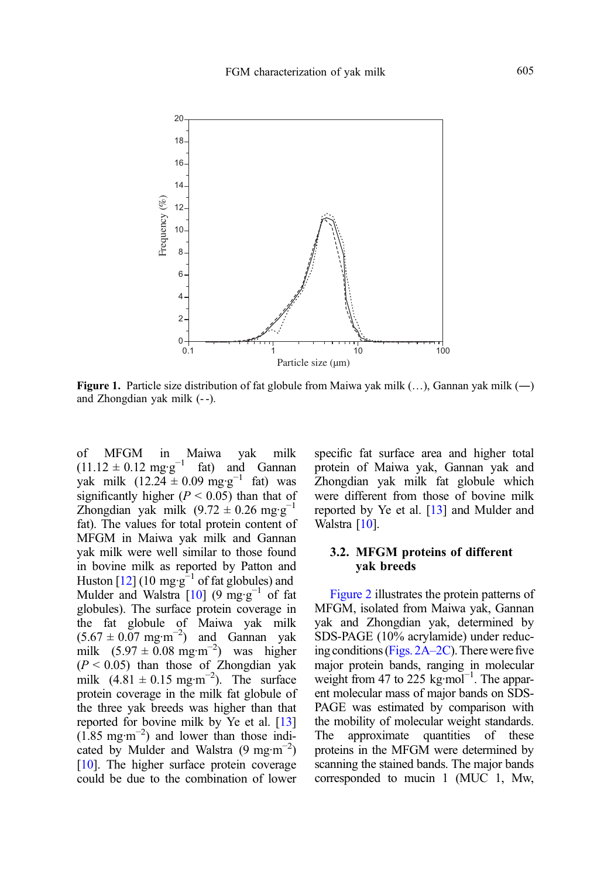Figure 1. Particle size distribution of fat globule from Maiwa yak milk (…), Gannan yak milk (—) and Zhongdian yak milk (- -).

of MFGM in Maiwa yak milk ($11.12 \pm 0.12$ mg·g$^{-1}$ fat) and Gannan yak milk ($12.24 \pm 0.09$ mg·g$^{-1}$ fat) was significantly higher ($P < 0.05$) than that of Zhongdian yak milk ($9.72 \pm 0.26$ mg·g$^{-1}$ fat). The values for total protein content of MFGM in Maiwa yak milk and Gannan yak milk were well similar to those found in bovine milk as reported by Patton and Huston [12] (10 mg·g$^{-1}$ of fat globules) and Mulder and Walstra [10] (9 mg·g$^{-1}$ of fat globules). The surface protein coverage in the fat globule of Maiwa yak milk ($5.67 \pm 0.07$ mg·m$^{-2}$) and Gannan yak milk ($5.97 \pm 0.08$ mg·m$^{-2}$) was higher ($P < 0.05$) than those of Zhongdian yak milk ($4.81 \pm 0.15$ mg·m$^{-2}$). The surface protein coverage in the milk fat globule of the three yak breeds was higher than that reported for bovine milk by Ye et al. [13] (1.85 mg·m$^{-2}$) and lower than those indicated by Mulder and Walstra (9 mg·m$^{-2}$) [10]. The higher surface protein coverage could be due to the combination of lower specific fat surface area and higher total protein of Maiwa yak, Gannan yak and Zhongdian yak milk fat globule which were different from those of bovine milk reported by Ye et al. [13] and Mulder and Walstra [10].

### 3.2. MFGM proteins of different yak breeds

Figure 2 illustrates the protein patterns of MFGM, isolated from Maiwa yak, Gannan yak and Zhongdian yak, determined by SDS-PAGE (10% acrylamide) under reducing conditions (Figs. 2A–2C). There were five major protein bands, ranging in molecular weight from 47 to 225 kg·mol$^{-1}$. The apparent molecular mass of major bands on SDS-PAGE was estimated by comparison with the mobility of molecular weight standards. The approximate quantities of these proteins in the MFGM were determined by scanning the stained bands. The major bands corresponded to mucin 1 (MUC 1, Mw,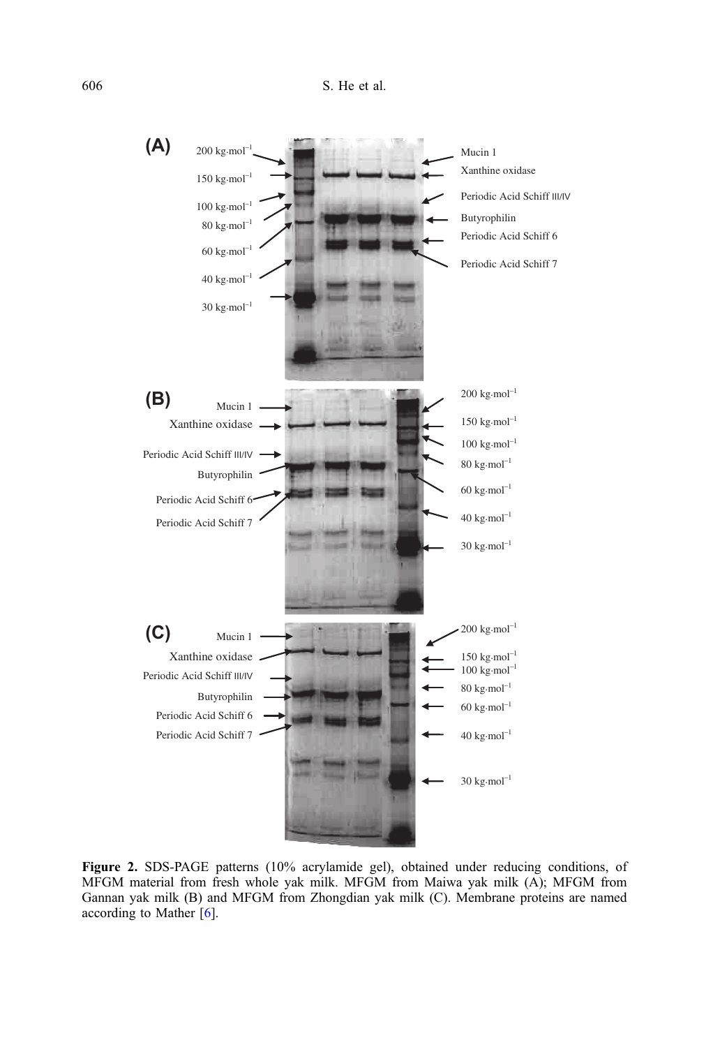**Figure 2.** SDS-PAGE patterns (10% acrylamide gel), obtained under reducing conditions, of MFGM material from fresh whole yak milk. MFGM from Maiwa yak milk (A); MFGM from Gannan yak milk (B) and MFGM from Zhongdian yak milk (C). Membrane proteins are named according to Mather [6].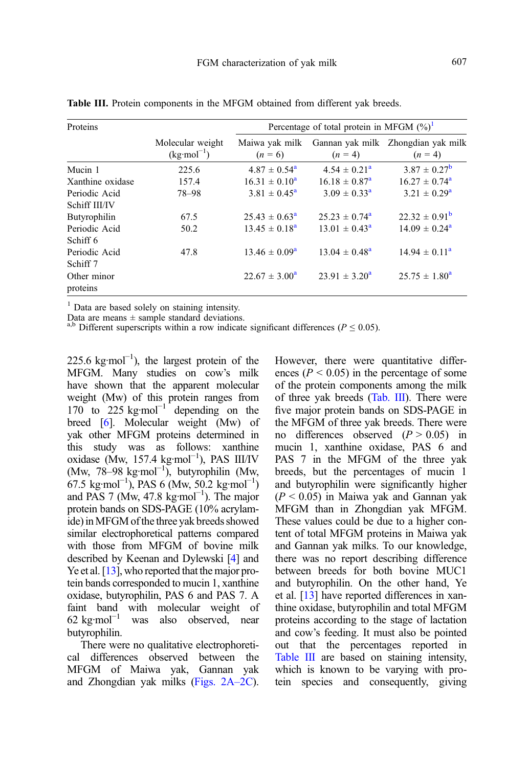**Table III.** Protein components in the MFGM obtained from different yak breeds.

| Proteins | Molecular weight ($kg{\cdot}mol^{-1}$) | Percentage of total protein in MFGM (%)[1] | | |
|---|---|---|---|---|
| | | Maiwa yak milk ($n$ = 6) | Gannan yak milk ($n$ = 4) | Zhongdian yak milk ($n$ = 4) |
| Mucin 1 | 225.6 | 4.87 ± 0.54[a] | 4.54 ± 0.21[a] | 3.87 ± 0.27[b] |
| Xanthine oxidase | 157.4 | 16.31 ± 0.10[a] | 16.18 ± 0.87[a] | 16.27 ± 0.74[a] |
| Periodic Acid Schiff III/IV | 78–98 | 3.81 ± 0.45[a] | 3.09 ± 0.33[a] | 3.21 ± 0.29[a] |
| Butyrophilin | 67.5 | 25.43 ± 0.63[a] | 25.23 ± 0.74[a] | 22.32 ± 0.91[b] |
| Periodic Acid Schiff 6 | 50.2 | 13.45 ± 0.18[a] | 13.01 ± 0.43[a] | 14.09 ± 0.24[a] |
| Periodic Acid Schiff 7 | 47.8 | 13.46 ± 0.09[a] | 13.04 ± 0.48[a] | 14.94 ± 0.11[a] |
| Other minor proteins | | 22.67 ± 3.00[a] | 23.91 ± 3.20[a] | 25.75 ± 1.80[a] |

[1] Data are based solely on staining intensity.
Data are means ± sample standard deviations.
[a,b] Different superscripts within a row indicate significant differences ($P \leq 0.05$).

225.6 $kg{\cdot}mol^{-1}$), the largest protein of the MFGM. Many studies on cow's milk have shown that the apparent molecular weight (Mw) of this protein ranges from 170 to 225 $kg{\cdot}mol^{-1}$ depending on the breed [6]. Molecular weight (Mw) of yak other MFGM proteins determined in this study was as follows: xanthine oxidase (Mw, 157.4 $kg{\cdot}mol^{-1}$), PAS III/IV (Mw, 78–98 $kg{\cdot}mol^{-1}$), butyrophilin (Mw, 67.5 $kg{\cdot}mol^{-1}$), PAS 6 (Mw, 50.2 $kg{\cdot}mol^{-1}$) and PAS 7 (Mw, 47.8 $kg{\cdot}mol^{-1}$). The major protein bands on SDS-PAGE (10% acrylamide) in MFGM of the three yak breeds showed similar electrophoretical patterns compared with those from MFGM of bovine milk described by Keenan and Dylewski [4] and Ye et al. [13], who reported that the major protein bands corresponded to mucin 1, xanthine oxidase, butyrophilin, PAS 6 and PAS 7. A faint band with molecular weight of 62 $kg{\cdot}mol^{-1}$ was also observed, near butyrophilin.

There were no qualitative electrophoretical differences observed between the MFGM of Maiwa yak, Gannan yak and Zhongdian yak milks (Figs. 2A–2C). However, there were quantitative differences ($P < 0.05$) in the percentage of some of the protein components among the milk of three yak breeds (Tab. III). There were five major protein bands on SDS-PAGE in the MFGM of three yak breeds. There were no differences observed ($P > 0.05$) in mucin 1, xanthine oxidase, PAS 6 and PAS 7 in the MFGM of the three yak breeds, but the percentages of mucin 1 and butyrophilin were significantly higher ($P < 0.05$) in Maiwa yak and Gannan yak MFGM than in Zhongdian yak MFGM. These values could be due to a higher content of total MFGM proteins in Maiwa yak and Gannan yak milks. To our knowledge, there was no report describing difference between breeds for both bovine MUC1 and butyrophilin. On the other hand, Ye et al. [13] have reported differences in xanthine oxidase, butyrophilin and total MFGM proteins according to the stage of lactation and cow's feeding. It must also be pointed out that the percentages reported in Table III are based on staining intensity, which is known to be varying with protein species and consequently, giving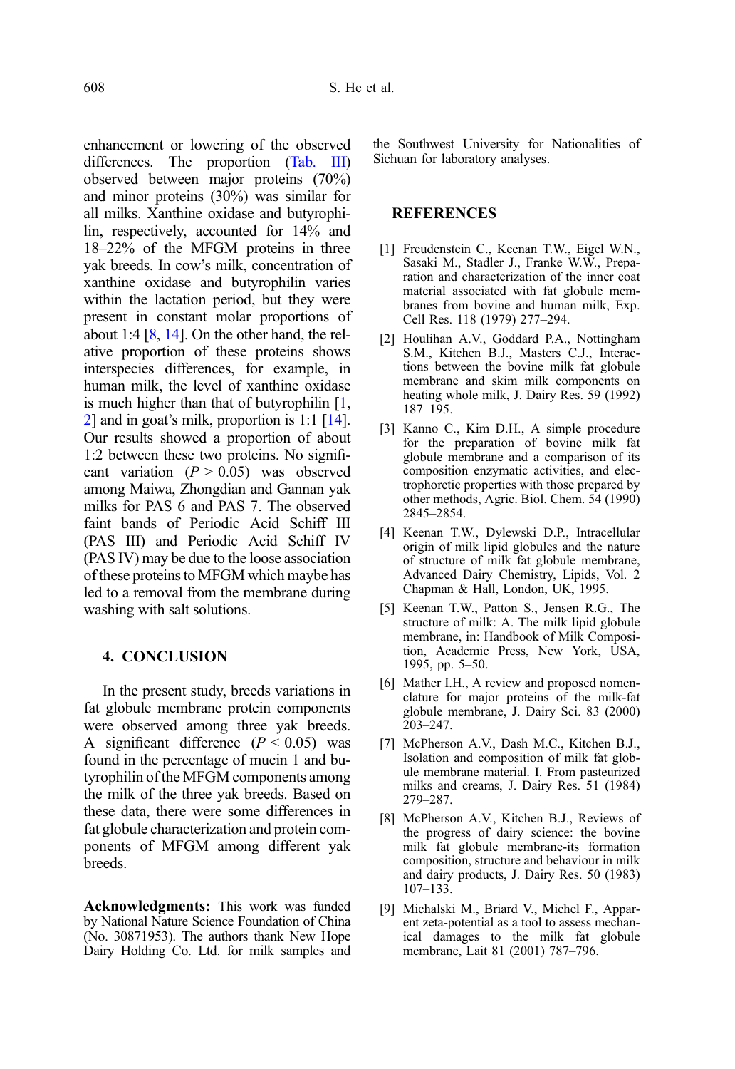enhancement or lowering of the observed differences. The proportion (Tab. III) observed between major proteins (70%) and minor proteins (30%) was similar for all milks. Xanthine oxidase and butyrophilin, respectively, accounted for 14% and 18–22% of the MFGM proteins in three yak breeds. In cow's milk, concentration of xanthine oxidase and butyrophilin varies within the lactation period, but they were present in constant molar proportions of about 1:4 [8, 14]. On the other hand, the relative proportion of these proteins shows interspecies differences, for example, in human milk, the level of xanthine oxidase is much higher than that of butyrophilin [1, 2] and in goat's milk, proportion is 1:1 [14]. Our results showed a proportion of about 1:2 between these two proteins. No significant variation ($P > 0.05$) was observed among Maiwa, Zhongdian and Gannan yak milks for PAS 6 and PAS 7. The observed faint bands of Periodic Acid Schiff III (PAS III) and Periodic Acid Schiff IV (PAS IV) may be due to the loose association of these proteins to MFGM which maybe has led to a removal from the membrane during washing with salt solutions.

## 4. CONCLUSION

In the present study, breeds variations in fat globule membrane protein components were observed among three yak breeds. A significant difference ($P < 0.05$) was found in the percentage of mucin 1 and butyrophilin of the MFGM components among the milk of the three yak breeds. Based on these data, there were some differences in fat globule characterization and protein components of MFGM among different yak breeds.

**Acknowledgments:** This work was funded by National Nature Science Foundation of China (No. 30871953). The authors thank New Hope Dairy Holding Co. Ltd. for milk samples and the Southwest University for Nationalities of Sichuan for laboratory analyses.

## REFERENCES

[1] Freudenstein C., Keenan T.W., Eigel W.N., Sasaki M., Stadler J., Franke W.W., Preparation and characterization of the inner coat material associated with fat globule membranes from bovine and human milk, Exp. Cell Res. 118 (1979) 277–294.

[2] Houlihan A.V., Goddard P.A., Nottingham S.M., Kitchen B.J., Masters C.J., Interactions between the bovine milk fat globule membrane and skim milk components on heating whole milk, J. Dairy Res. 59 (1992) 187–195.

[3] Kanno C., Kim D.H., A simple procedure for the preparation of bovine milk fat globule membrane and a comparison of its composition enzymatic activities, and electrophoretic properties with those prepared by other methods, Agric. Biol. Chem. 54 (1990) 2845–2854.

[4] Keenan T.W., Dylewski D.P., Intracellular origin of milk lipid globules and the nature of structure of milk fat globule membrane, Advanced Dairy Chemistry, Lipids, Vol. 2 Chapman & Hall, London, UK, 1995.

[5] Keenan T.W., Patton S., Jensen R.G., The structure of milk: A. The milk lipid globule membrane, in: Handbook of Milk Composition, Academic Press, New York, USA, 1995, pp. 5–50.

[6] Mather I.H., A review and proposed nomenclature for major proteins of the milk-fat globule membrane, J. Dairy Sci. 83 (2000) 203–247.

[7] McPherson A.V., Dash M.C., Kitchen B.J., Isolation and composition of milk fat globule membrane material. I. From pasteurized milks and creams, J. Dairy Res. 51 (1984) 279–287.

[8] McPherson A.V., Kitchen B.J., Reviews of the progress of dairy science: the bovine milk fat globule membrane-its formation composition, structure and behaviour in milk and dairy products, J. Dairy Res. 50 (1983) 107–133.

[9] Michalski M., Briard V., Michel F., Apparent zeta-potential as a tool to assess mechanical damages to the milk fat globule membrane, Lait 81 (2001) 787–796.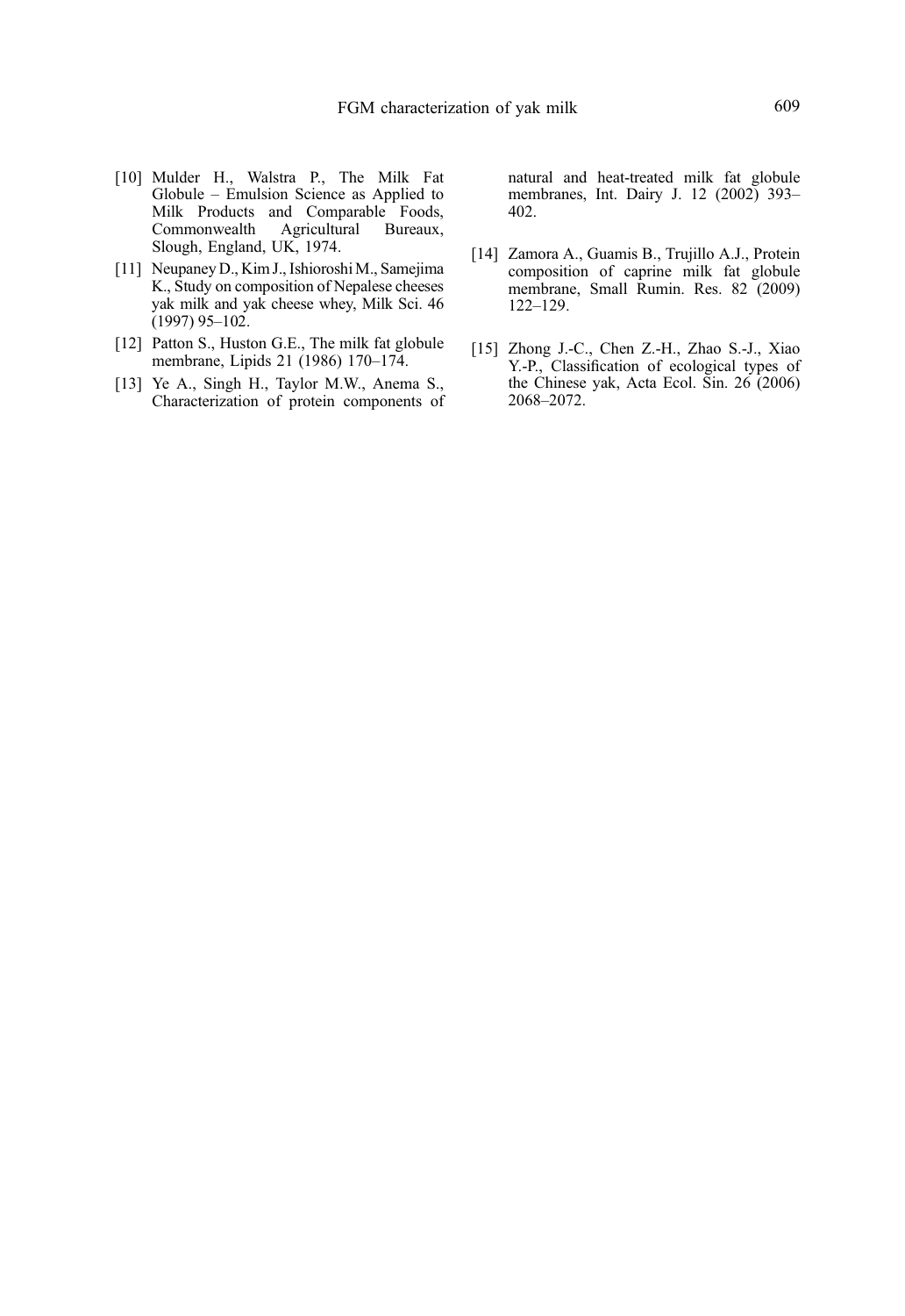[10] Mulder H., Walstra P., The Milk Fat Globule – Emulsion Science as Applied to Milk Products and Comparable Foods, Commonwealth Agricultural Bureaux, Slough, England, UK, 1974.

[11] Neupaney D., Kim J., Ishioroshi M., Samejima K., Study on composition of Nepalese cheeses yak milk and yak cheese whey, Milk Sci. 46 (1997) 95–102.

[12] Patton S., Huston G.E., The milk fat globule membrane, Lipids 21 (1986) 170–174.

[13] Ye A., Singh H., Taylor M.W., Anema S., Characterization of protein components of natural and heat-treated milk fat globule membranes, Int. Dairy J. 12 (2002) 393–402.

[14] Zamora A., Guamis B., Trujillo A.J., Protein composition of caprine milk fat globule membrane, Small Rumin. Res. 82 (2009) 122–129.

[15] Zhong J.-C., Chen Z.-H., Zhao S.-J., Xiao Y.-P., Classification of ecological types of the Chinese yak, Acta Ecol. Sin. 26 (2006) 2068–2072.